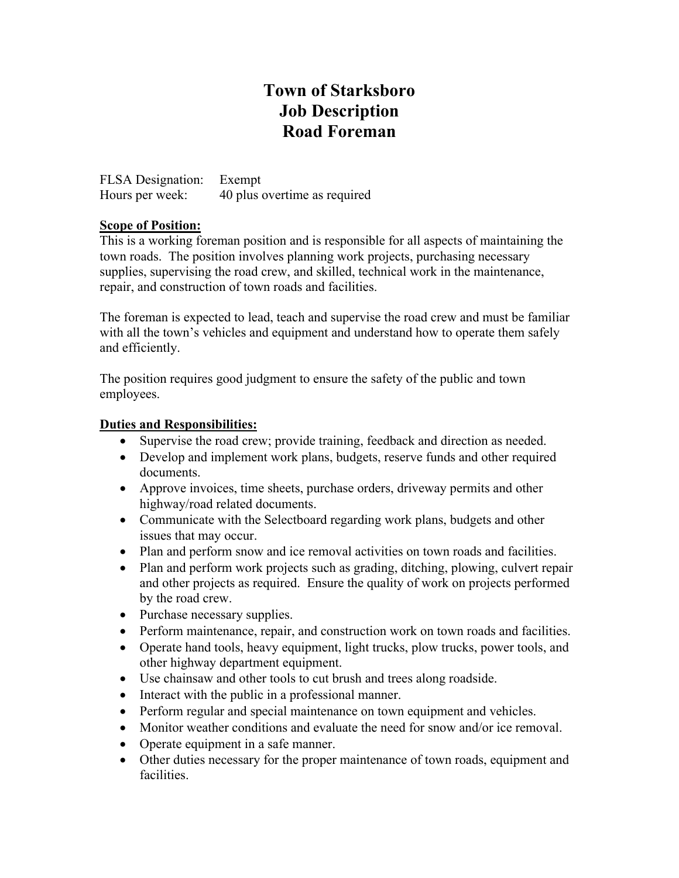# Town of Starksboro
# Job Description
# Road Foreman

FLSA Designation: Exempt
Hours per week: 40 plus overtime as required

**Scope of Position:**

This is a working foreman position and is responsible for all aspects of maintaining the town roads. The position involves planning work projects, purchasing necessary supplies, supervising the road crew, and skilled, technical work in the maintenance, repair, and construction of town roads and facilities.

The foreman is expected to lead, teach and supervise the road crew and must be familiar with all the town's vehicles and equipment and understand how to operate them safely and efficiently.

The position requires good judgment to ensure the safety of the public and town employees.

**Duties and Responsibilities:**

- Supervise the road crew; provide training, feedback and direction as needed.
- Develop and implement work plans, budgets, reserve funds and other required documents.
- Approve invoices, time sheets, purchase orders, driveway permits and other highway/road related documents.
- Communicate with the Selectboard regarding work plans, budgets and other issues that may occur.
- Plan and perform snow and ice removal activities on town roads and facilities.
- Plan and perform work projects such as grading, ditching, plowing, culvert repair and other projects as required. Ensure the quality of work on projects performed by the road crew.
- Purchase necessary supplies.
- Perform maintenance, repair, and construction work on town roads and facilities.
- Operate hand tools, heavy equipment, light trucks, plow trucks, power tools, and other highway department equipment.
- Use chainsaw and other tools to cut brush and trees along roadside.
- Interact with the public in a professional manner.
- Perform regular and special maintenance on town equipment and vehicles.
- Monitor weather conditions and evaluate the need for snow and/or ice removal.
- Operate equipment in a safe manner.
- Other duties necessary for the proper maintenance of town roads, equipment and facilities.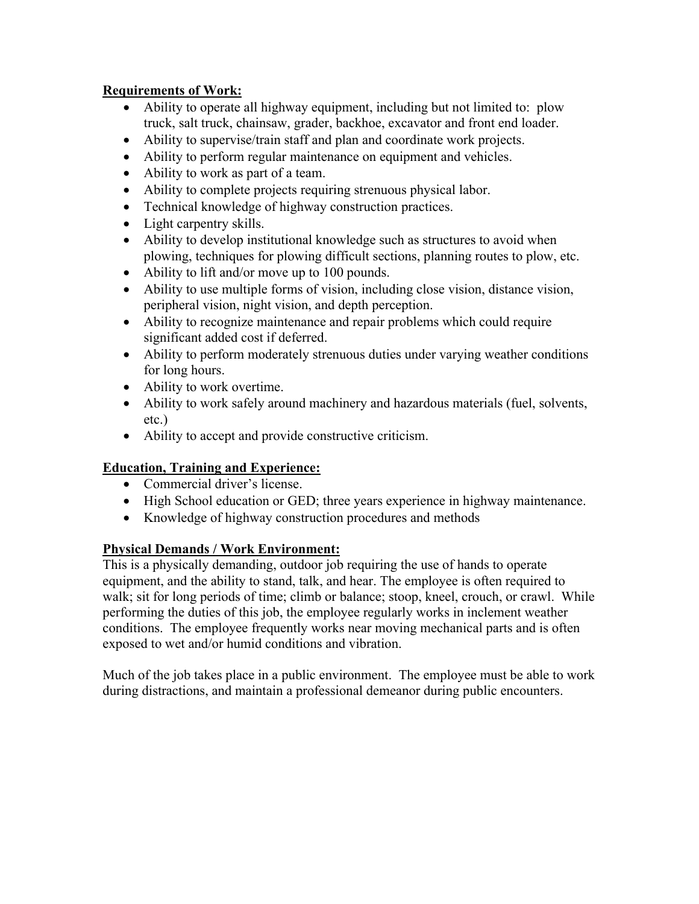**Requirements of Work:**

- Ability to operate all highway equipment, including but not limited to: plow truck, salt truck, chainsaw, grader, backhoe, excavator and front end loader.
- Ability to supervise/train staff and plan and coordinate work projects.
- Ability to perform regular maintenance on equipment and vehicles.
- Ability to work as part of a team.
- Ability to complete projects requiring strenuous physical labor.
- Technical knowledge of highway construction practices.
- Light carpentry skills.
- Ability to develop institutional knowledge such as structures to avoid when plowing, techniques for plowing difficult sections, planning routes to plow, etc.
- Ability to lift and/or move up to 100 pounds.
- Ability to use multiple forms of vision, including close vision, distance vision, peripheral vision, night vision, and depth perception.
- Ability to recognize maintenance and repair problems which could require significant added cost if deferred.
- Ability to perform moderately strenuous duties under varying weather conditions for long hours.
- Ability to work overtime.
- Ability to work safely around machinery and hazardous materials (fuel, solvents, etc.)
- Ability to accept and provide constructive criticism.

**Education, Training and Experience:**

- Commercial driver's license.
- High School education or GED; three years experience in highway maintenance.
- Knowledge of highway construction procedures and methods

**Physical Demands / Work Environment:**

This is a physically demanding, outdoor job requiring the use of hands to operate equipment, and the ability to stand, talk, and hear. The employee is often required to walk; sit for long periods of time; climb or balance; stoop, kneel, crouch, or crawl. While performing the duties of this job, the employee regularly works in inclement weather conditions. The employee frequently works near moving mechanical parts and is often exposed to wet and/or humid conditions and vibration.

Much of the job takes place in a public environment. The employee must be able to work during distractions, and maintain a professional demeanor during public encounters.